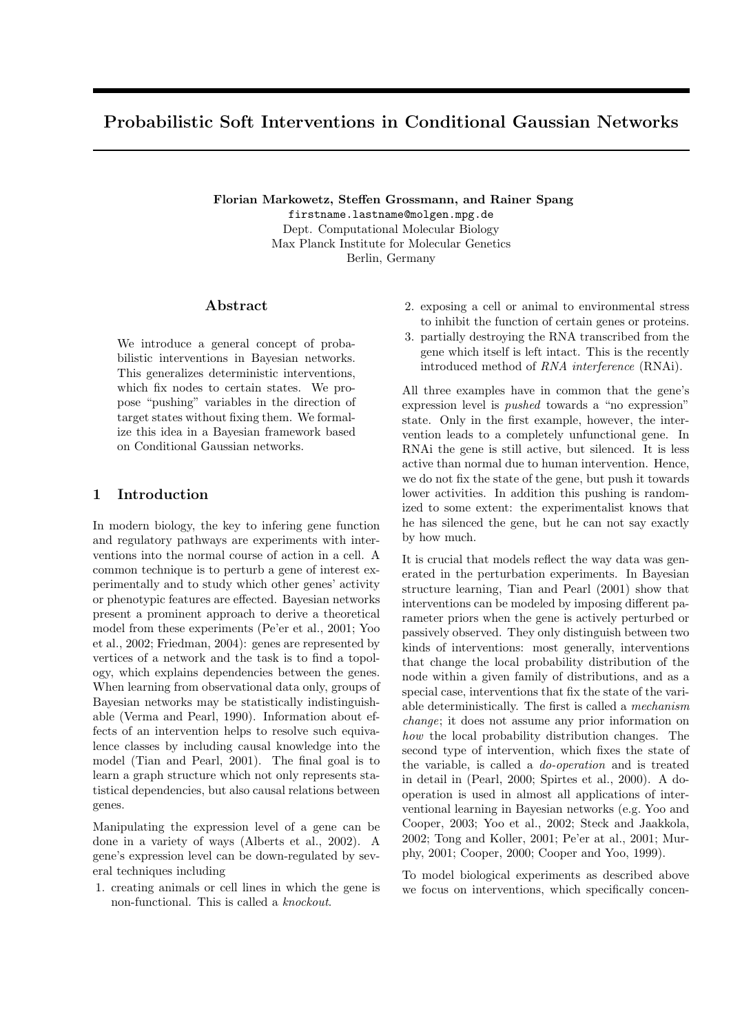# Probabilistic Soft Interventions in Conditional Gaussian Networks

**Florian Markowetz, Steffen Grossmann, and Rainer Spang**
firstname.lastname@molgen.mpg.de
Dept. Computational Molecular Biology
Max Planck Institute for Molecular Genetics
Berlin, Germany

## Abstract

We introduce a general concept of probabilistic interventions in Bayesian networks. This generalizes deterministic interventions, which fix nodes to certain states. We propose "pushing" variables in the direction of target states without fixing them. We formalize this idea in a Bayesian framework based on Conditional Gaussian networks.

## 1 Introduction

In modern biology, the key to infering gene function and regulatory pathways are experiments with interventions into the normal course of action in a cell. A common technique is to perturb a gene of interest experimentally and to study which other genes' activity or phenotypic features are effected. Bayesian networks present a prominent approach to derive a theoretical model from these experiments (Pe'er et al., 2001; Yoo et al., 2002; Friedman, 2004): genes are represented by vertices of a network and the task is to find a topology, which explains dependencies between the genes. When learning from observational data only, groups of Bayesian networks may be statistically indistinguishable (Verma and Pearl, 1990). Information about effects of an intervention helps to resolve such equivalence classes by including causal knowledge into the model (Tian and Pearl, 2001). The final goal is to learn a graph structure which not only represents statistical dependencies, but also causal relations between genes.

Manipulating the expression level of a gene can be done in a variety of ways (Alberts et al., 2002). A gene's expression level can be down-regulated by several techniques including

1. creating animals or cell lines in which the gene is non-functional. This is called a *knockout*.
2. exposing a cell or animal to environmental stress to inhibit the function of certain genes or proteins.
3. partially destroying the RNA transcribed from the gene which itself is left intact. This is the recently introduced method of *RNA interference* (RNAi).

All three examples have in common that the gene's expression level is *pushed* towards a "no expression" state. Only in the first example, however, the intervention leads to a completely unfunctional gene. In RNAi the gene is still active, but silenced. It is less active than normal due to human intervention. Hence, we do not fix the state of the gene, but push it towards lower activities. In addition this pushing is randomized to some extent: the experimentalist knows that he has silenced the gene, but he can not say exactly by how much.

It is crucial that models reflect the way data was generated in the perturbation experiments. In Bayesian structure learning, Tian and Pearl (2001) show that interventions can be modeled by imposing different parameter priors when the gene is actively perturbed or passively observed. They only distinguish between two kinds of interventions: most generally, interventions that change the local probability distribution of the node within a given family of distributions, and as a special case, interventions that fix the state of the variable deterministically. The first is called a *mechanism change*; it does not assume any prior information on *how* the local probability distribution changes. The second type of intervention, which fixes the state of the variable, is called a *do-operation* and is treated in detail in (Pearl, 2000; Spirtes et al., 2000). A do-operation is used in almost all applications of interventional learning in Bayesian networks (e.g. Yoo and Cooper, 2003; Yoo et al., 2002; Steck and Jaakkola, 2002; Tong and Koller, 2001; Pe'er at al., 2001; Murphy, 2001; Cooper, 2000; Cooper and Yoo, 1999).

To model biological experiments as described above we focus on interventions, which specifically concen-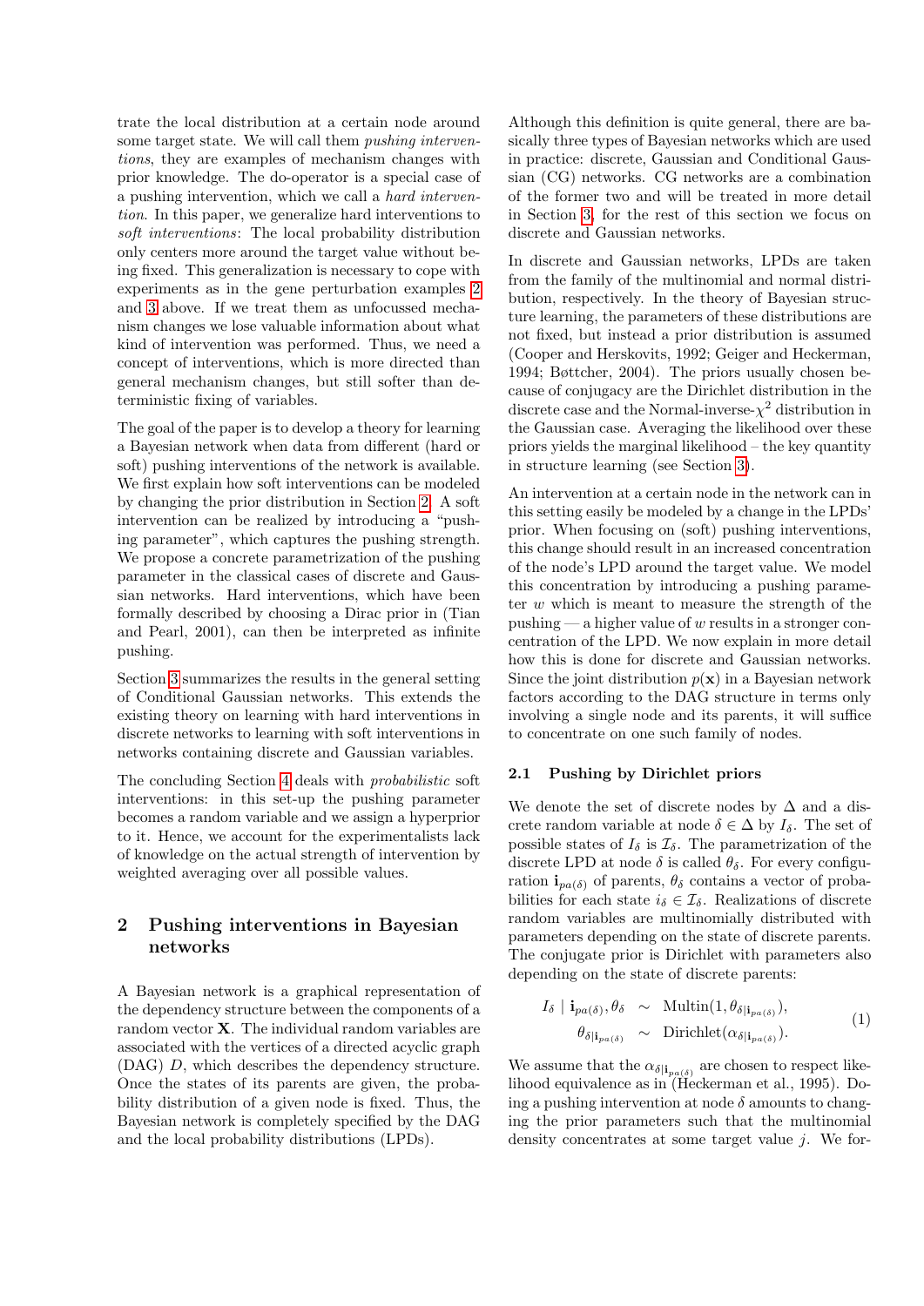trate the local distribution at a certain node around some target state. We will call them *pushing interventions*, they are examples of mechanism changes with prior knowledge. The do-operator is a special case of a pushing intervention, which we call a *hard intervention*. In this paper, we generalize hard interventions to *soft interventions*: The local probability distribution only centers more around the target value without being fixed. This generalization is necessary to cope with experiments as in the gene perturbation examples 2 and 3 above. If we treat them as unfocussed mechanism changes we lose valuable information about what kind of intervention was performed. Thus, we need a concept of interventions, which is more directed than general mechanism changes, but still softer than deterministic fixing of variables.

The goal of the paper is to develop a theory for learning a Bayesian network when data from different (hard or soft) pushing interventions of the network is available. We first explain how soft interventions can be modeled by changing the prior distribution in Section 2. A soft intervention can be realized by introducing a "pushing parameter", which captures the pushing strength. We propose a concrete parametrization of the pushing parameter in the classical cases of discrete and Gaussian networks. Hard interventions, which have been formally described by choosing a Dirac prior in (Tian and Pearl, 2001), can then be interpreted as infinite pushing.

Section 3 summarizes the results in the general setting of Conditional Gaussian networks. This extends the existing theory on learning with hard interventions in discrete networks to learning with soft interventions in networks containing discrete and Gaussian variables.

The concluding Section 4 deals with *probabilistic* soft interventions: in this set-up the pushing parameter becomes a random variable and we assign a hyperprior to it. Hence, we account for the experimentalists lack of knowledge on the actual strength of intervention by weighted averaging over all possible values.

## 2 Pushing interventions in Bayesian networks

A Bayesian network is a graphical representation of the dependency structure between the components of a random vector $\mathbf{X}$. The individual random variables are associated with the vertices of a directed acyclic graph (DAG) $D$, which describes the dependency structure. Once the states of its parents are given, the probability distribution of a given node is fixed. Thus, the Bayesian network is completely specified by the DAG and the local probability distributions (LPDs).

Although this definition is quite general, there are basically three types of Bayesian networks which are used in practice: discrete, Gaussian and Conditional Gaussian (CG) networks. CG networks are a combination of the former two and will be treated in more detail in Section 3, for the rest of this section we focus on discrete and Gaussian networks.

In discrete and Gaussian networks, LPDs are taken from the family of the multinomial and normal distribution, respectively. In the theory of Bayesian structure learning, the parameters of these distributions are not fixed, but instead a prior distribution is assumed (Cooper and Herskovits, 1992; Geiger and Heckerman, 1994; Bøttcher, 2004). The priors usually chosen because of conjugacy are the Dirichlet distribution in the discrete case and the Normal-inverse-$\chi^2$ distribution in the Gaussian case. Averaging the likelihood over these priors yields the marginal likelihood – the key quantity in structure learning (see Section 3).

An intervention at a certain node in the network can in this setting easily be modeled by a change in the LPDs' prior. When focusing on (soft) pushing interventions, this change should result in an increased concentration of the node's LPD around the target value. We model this concentration by introducing a pushing parameter $w$ which is meant to measure the strength of the pushing — a higher value of $w$ results in a stronger concentration of the LPD. We now explain in more detail how this is done for discrete and Gaussian networks. Since the joint distribution $p(\mathbf{x})$ in a Bayesian network factors according to the DAG structure in terms only involving a single node and its parents, it will suffice to concentrate on one such family of nodes.

### 2.1 Pushing by Dirichlet priors

We denote the set of discrete nodes by $\Delta$ and a discrete random variable at node $\delta \in \Delta$ by $I_\delta$. The set of possible states of $I_\delta$ is $\mathcal{I}_\delta$. The parametrization of the discrete LPD at node $\delta$ is called $\theta_\delta$. For every configuration $\mathbf{i}_{pa(\delta)}$ of parents, $\theta_\delta$ contains a vector of probabilities for each state $i_\delta \in \mathcal{I}_\delta$. Realizations of discrete random variables are multinomially distributed with parameters depending on the state of discrete parents. The conjugate prior is Dirichlet with parameters also depending on the state of discrete parents:

$$
\begin{aligned}
I_\delta \mid \mathbf{i}_{pa(\delta)}, \theta_\delta &\sim \text{Multin}(1, \theta_{\delta|\mathbf{i}_{pa(\delta)}}), \\
\theta_{\delta|\mathbf{i}_{pa(\delta)}} &\sim \text{Dirichlet}(\alpha_{\delta|\mathbf{i}_{pa(\delta)}}).
\end{aligned}
\tag{1}
$$

We assume that the $\alpha_{\delta|\mathbf{i}_{pa(\delta)}}$ are chosen to respect likelihood equivalence as in (Heckerman et al., 1995). Doing a pushing intervention at node $\delta$ amounts to changing the prior parameters such that the multinomial density concentrates at some target value $j$. We for-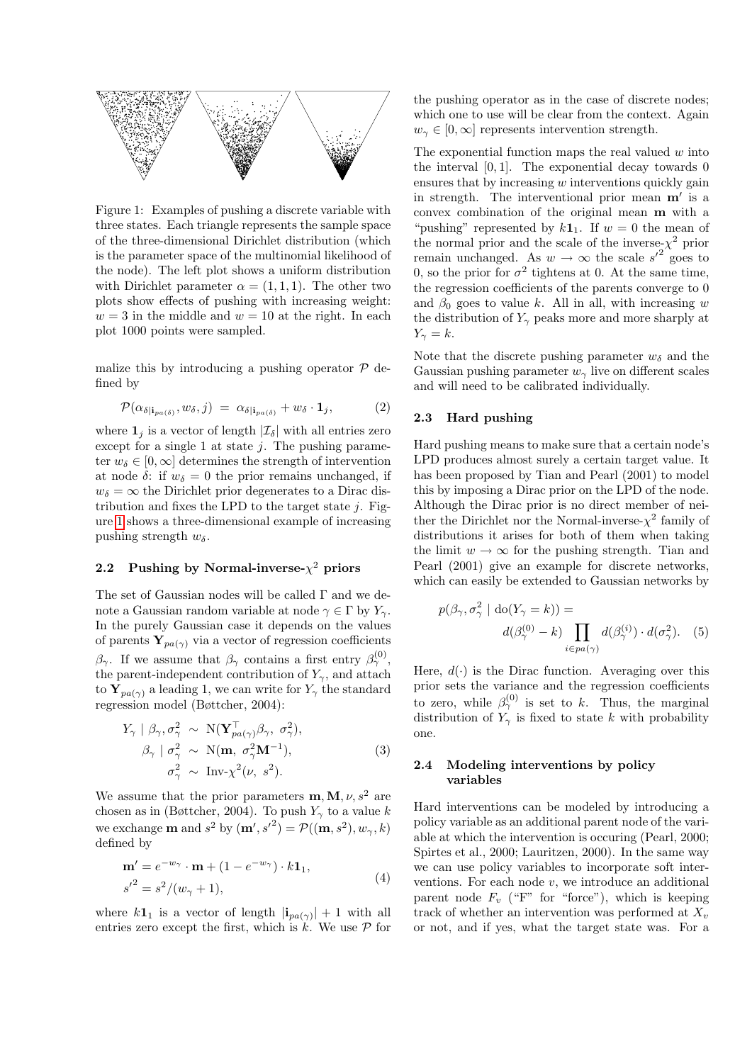Figure 1: Examples of pushing a discrete variable with three states. Each triangle represents the sample space of the three-dimensional Dirichlet distribution (which is the parameter space of the multinomial likelihood of the node). The left plot shows a uniform distribution with Dirichlet parameter $\alpha = (1, 1, 1)$. The other two plots show effects of pushing with increasing weight: $w = 3$ in the middle and $w = 10$ at the right. In each plot 1000 points were sampled.

malize this by introducing a pushing operator $\mathcal{P}$ defined by

$$\mathcal{P}(\alpha_{\delta|\mathbf{i}_{pa(\delta)}}, w_\delta, j) \;=\; \alpha_{\delta|\mathbf{i}_{pa(\delta)}} + w_\delta \cdot \mathbf{1}_j, \tag{2}$$

where $\mathbf{1}_j$ is a vector of length $|\mathcal{I}_\delta|$ with all entries zero except for a single 1 at state $j$. The pushing parameter $w_\delta \in [0, \infty]$ determines the strength of intervention at node $\delta$: if $w_\delta = 0$ the prior remains unchanged, if $w_\delta = \infty$ the Dirichlet prior degenerates to a Dirac distribution and fixes the LPD to the target state $j$. Figure 1 shows a three-dimensional example of increasing pushing strength $w_\delta$.

### 2.2 Pushing by Normal-inverse-$\chi^2$ priors

The set of Gaussian nodes will be called $\Gamma$ and we denote a Gaussian random variable at node $\gamma \in \Gamma$ by $Y_\gamma$. In the purely Gaussian case it depends on the values of parents $\mathbf{Y}_{pa(\gamma)}$ via a vector of regression coefficients $\beta_\gamma$. If we assume that $\beta_\gamma$ contains a first entry $\beta_\gamma^{(0)}$, the parent-independent contribution of $Y_\gamma$, and attach to $\mathbf{Y}_{pa(\gamma)}$ a leading 1, we can write for $Y_\gamma$ the standard regression model (Bøttcher, 2004):

$$\begin{aligned} Y_\gamma \mid \beta_\gamma, \sigma^2_\gamma &\sim \mathrm{N}(\mathbf{Y}_{pa(\gamma)}^\top \beta_\gamma,\ \sigma^2_\gamma), \\ \beta_\gamma \mid \sigma^2_\gamma &\sim \mathrm{N}(\mathbf{m},\ \sigma^2_\gamma \mathbf{M}^{-1}), \\ \sigma^2_\gamma &\sim \text{Inv-}\chi^2(\nu,\ s^2). \end{aligned} \tag{3}$$

We assume that the prior parameters $\mathbf{m}, \mathbf{M}, \nu, s^2$ are chosen as in (Bøttcher, 2004). To push $Y_\gamma$ to a value $k$ we exchange $\mathbf{m}$ and $s^2$ by $(\mathbf{m}', s'^2) = \mathcal{P}((\mathbf{m}, s^2), w_\gamma, k)$ defined by

$$\begin{aligned} \mathbf{m}' &= e^{-w_\gamma} \cdot \mathbf{m} + (1 - e^{-w_\gamma}) \cdot k\mathbf{1}_1, \\ s'^2 &= s^2/(w_\gamma + 1), \end{aligned} \tag{4}$$

where $k\mathbf{1}_1$ is a vector of length $|\mathbf{i}_{pa(\gamma)}| + 1$ with all entries zero except the first, which is $k$. We use $\mathcal{P}$ for the pushing operator as in the case of discrete nodes; which one to use will be clear from the context. Again $w_\gamma \in [0, \infty]$ represents intervention strength.

The exponential function maps the real valued $w$ into the interval $[0, 1]$. The exponential decay towards 0 ensures that by increasing $w$ interventions quickly gain in strength. The interventional prior mean $\mathbf{m}'$ is a convex combination of the original mean $\mathbf{m}$ with a "pushing" represented by $k\mathbf{1}_1$. If $w = 0$ the mean of the normal prior and the scale of the inverse-$\chi^2$ prior remain unchanged. As $w \to \infty$ the scale $s'^2$ goes to 0, so the prior for $\sigma^2$ tightens at 0. At the same time, the regression coefficients of the parents converge to 0 and $\beta_0$ goes to value $k$. All in all, with increasing $w$ the distribution of $Y_\gamma$ peaks more and more sharply at $Y_\gamma = k$.

Note that the discrete pushing parameter $w_\delta$ and the Gaussian pushing parameter $w_\gamma$ live on different scales and will need to be calibrated individually.

### 2.3 Hard pushing

Hard pushing means to make sure that a certain node's LPD produces almost surely a certain target value. It has been proposed by Tian and Pearl (2001) to model this by imposing a Dirac prior on the LPD of the node. Although the Dirac prior is no direct member of neither the Dirichlet nor the Normal-inverse-$\chi^2$ family of distributions it arises for both of them when taking the limit $w \to \infty$ for the pushing strength. Tian and Pearl (2001) give an example for discrete networks, which can easily be extended to Gaussian networks by

$$p(\beta_\gamma, \sigma^2_\gamma \mid \mathrm{do}(Y_\gamma = k)) = d(\beta_\gamma^{(0)} - k) \prod_{i \in pa(\gamma)} d(\beta_\gamma^{(i)}) \cdot d(\sigma^2_\gamma). \tag{5}$$

Here, $d(\cdot)$ is the Dirac function. Averaging over this prior sets the variance and the regression coefficients to zero, while $\beta_\gamma^{(0)}$ is set to $k$. Thus, the marginal distribution of $Y_\gamma$ is fixed to state $k$ with probability one.

### 2.4 Modeling interventions by policy variables

Hard interventions can be modeled by introducing a policy variable as an additional parent node of the variable at which the intervention is occuring (Pearl, 2000; Spirtes et al., 2000; Lauritzen, 2000). In the same way we can use policy variables to incorporate soft interventions. For each node $v$, we introduce an additional parent node $F_v$ ("F" for "force"), which is keeping track of whether an intervention was performed at $X_v$ or not, and if yes, what the target state was. For a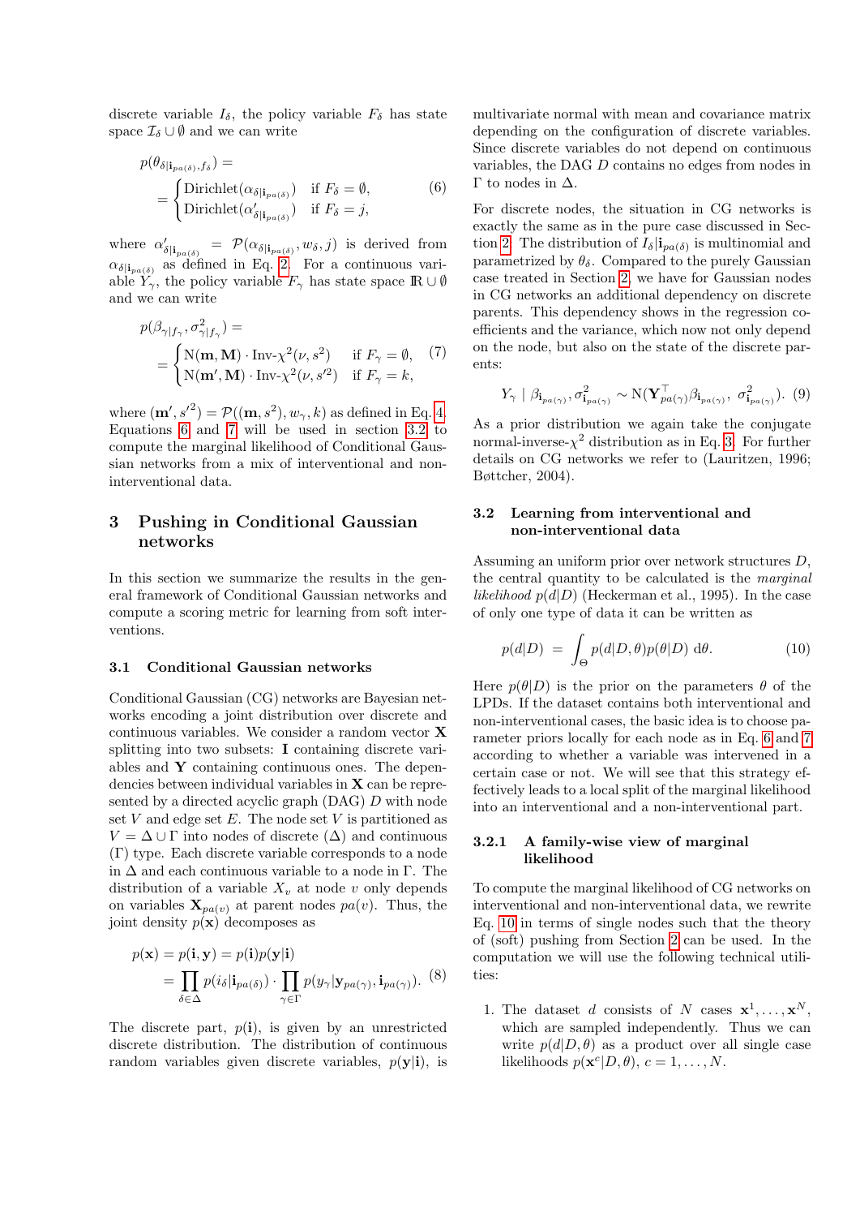discrete variable $I_\delta$, the policy variable $F_\delta$ has state space $\mathcal{I}_\delta \cup \emptyset$ and we can write

$$
p(\theta_{\delta|\mathbf{i}_{pa(\delta)}, f_\delta}) = \begin{cases} \text{Dirichlet}(\alpha_{\delta|\mathbf{i}_{pa(\delta)}}) & \text{if } F_\delta = \emptyset, \\ \text{Dirichlet}(\alpha'_{\delta|\mathbf{i}_{pa(\delta)}}) & \text{if } F_\delta = j, \end{cases} \qquad (6)
$$

where $\alpha'_{\delta|\mathbf{i}_{pa(\delta)}} = \mathcal{P}(\alpha_{\delta|\mathbf{i}_{pa(\delta)}}, w_\delta, j)$ is derived from $\alpha_{\delta|\mathbf{i}_{pa(\delta)}}$ as defined in Eq. 2. For a continuous variable $Y_\gamma$, the policy variable $F_\gamma$ has state space $\mathbb{R} \cup \emptyset$ and we can write

$$
p(\beta_{\gamma|f_\gamma}, \sigma^2_{\gamma|f_\gamma}) = \begin{cases} \text{N}(\mathbf{m}, \mathbf{M}) \cdot \text{Inv-}\chi^2(\nu, s^2) & \text{if } F_\gamma = \emptyset, \\ \text{N}(\mathbf{m}', \mathbf{M}) \cdot \text{Inv-}\chi^2(\nu, s'^2) & \text{if } F_\gamma = k, \end{cases} \qquad (7)
$$

where $(\mathbf{m}', s'^2) = \mathcal{P}((\mathbf{m}, s^2), w_\gamma, k)$ as defined in Eq. 4. Equations 6 and 7 will be used in section 3.2 to compute the marginal likelihood of Conditional Gaussian networks from a mix of interventional and non-interventional data.

## 3 Pushing in Conditional Gaussian networks

In this section we summarize the results in the general framework of Conditional Gaussian networks and compute a scoring metric for learning from soft interventions.

### 3.1 Conditional Gaussian networks

Conditional Gaussian (CG) networks are Bayesian networks encoding a joint distribution over discrete and continuous variables. We consider a random vector $\mathbf{X}$ splitting into two subsets: $\mathbf{I}$ containing discrete variables and $\mathbf{Y}$ containing continuous ones. The dependencies between individual variables in $\mathbf{X}$ can be represented by a directed acyclic graph (DAG) $D$ with node set $V$ and edge set $E$. The node set $V$ is partitioned as $V = \Delta \cup \Gamma$ into nodes of discrete ($\Delta$) and continuous ($\Gamma$) type. Each discrete variable corresponds to a node in $\Delta$ and each continuous variable to a node in $\Gamma$. The distribution of a variable $X_v$ at node $v$ only depends on variables $\mathbf{X}_{pa(v)}$ at parent nodes $pa(v)$. Thus, the joint density $p(\mathbf{x})$ decomposes as

$$
\begin{aligned}
p(\mathbf{x}) &= p(\mathbf{i}, \mathbf{y}) = p(\mathbf{i})p(\mathbf{y}|\mathbf{i}) \\
&= \prod_{\delta \in \Delta} p(i_\delta|\mathbf{i}_{pa(\delta)}) \cdot \prod_{\gamma \in \Gamma} p(y_\gamma|\mathbf{y}_{pa(\gamma)}, \mathbf{i}_{pa(\gamma)}).
\end{aligned} \qquad (8)
$$

The discrete part, $p(\mathbf{i})$, is given by an unrestricted discrete distribution. The distribution of continuous random variables given discrete variables, $p(\mathbf{y}|\mathbf{i})$, is multivariate normal with mean and covariance matrix depending on the configuration of discrete variables. Since discrete variables do not depend on continuous variables, the DAG $D$ contains no edges from nodes in $\Gamma$ to nodes in $\Delta$.

For discrete nodes, the situation in CG networks is exactly the same as in the pure case discussed in Section 2. The distribution of $I_\delta|\mathbf{i}_{pa(\delta)}$ is multinomial and parametrized by $\theta_\delta$. Compared to the purely Gaussian case treated in Section 2, we have for Gaussian nodes in CG networks an additional dependency on discrete parents. This dependency shows in the regression coefficients and the variance, which now not only depend on the node, but also on the state of the discrete parents:

$$
Y_\gamma \mid \beta_{\mathbf{i}_{pa(\gamma)}}, \sigma^2_{\mathbf{i}_{pa(\gamma)}} \sim \text{N}(\mathbf{Y}^\top_{pa(\gamma)} \beta_{\mathbf{i}_{pa(\gamma)}},\ \sigma^2_{\mathbf{i}_{pa(\gamma)}}). \qquad (9)
$$

As a prior distribution we again take the conjugate normal-inverse-$\chi^2$ distribution as in Eq. 3. For further details on CG networks we refer to (Lauritzen, 1996; Bøttcher, 2004).

### 3.2 Learning from interventional and non-interventional data

Assuming an uniform prior over network structures $D$, the central quantity to be calculated is the *marginal likelihood* $p(d|D)$ (Heckerman et al., 1995). In the case of only one type of data it can be written as

$$
p(d|D) = \int_\Theta p(d|D, \theta) p(\theta|D) \; \mathrm{d}\theta. \qquad (10)
$$

Here $p(\theta|D)$ is the prior on the parameters $\theta$ of the LPDs. If the dataset contains both interventional and non-interventional cases, the basic idea is to choose parameter priors locally for each node as in Eq. 6 and 7 according to whether a variable was intervened in a certain case or not. We will see that this strategy effectively leads to a local split of the marginal likelihood into an interventional and a non-interventional part.

#### 3.2.1 A family-wise view of marginal likelihood

To compute the marginal likelihood of CG networks on interventional and non-interventional data, we rewrite Eq. 10 in terms of single nodes such that the theory of (soft) pushing from Section 2 can be used. In the computation we will use the following technical utilities:

1. The dataset $d$ consists of $N$ cases $\mathbf{x}^1, \ldots, \mathbf{x}^N$, which are sampled independently. Thus we can write $p(d|D, \theta)$ as a product over all single case likelihoods $p(\mathbf{x}^c|D, \theta)$, $c = 1, \ldots, N$.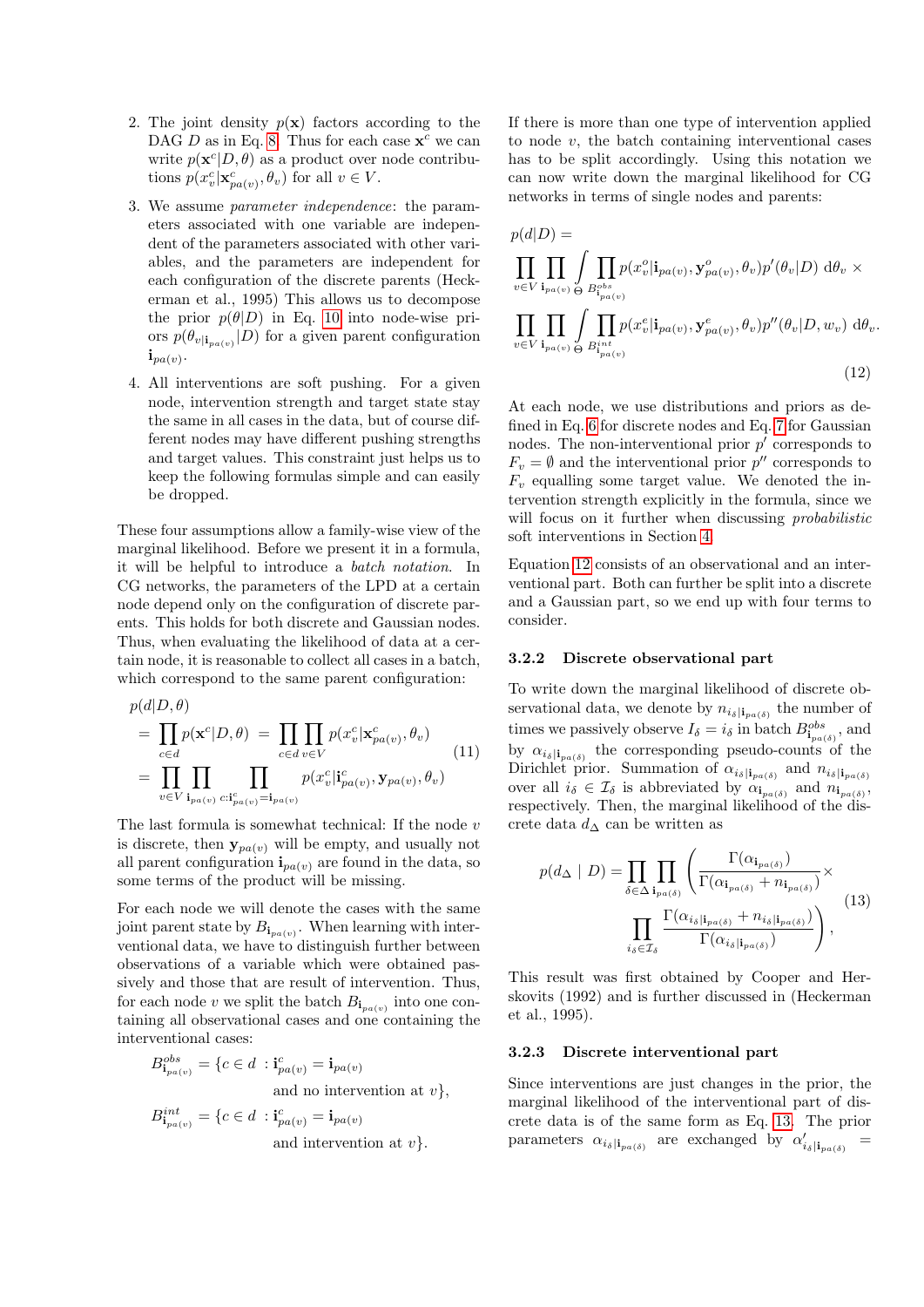2. The joint density $p(\mathbf{x})$ factors according to the DAG $D$ as in Eq. 8. Thus for each case $\mathbf{x}^c$ we can write $p(\mathbf{x}^c|D,\theta)$ as a product over node contributions $p(x_v^c|\mathbf{x}_{pa(v)}^c,\theta_v)$ for all $v \in V$.

3. We assume *parameter independence*: the parameters associated with one variable are independent of the parameters associated with other variables, and the parameters are independent for each configuration of the discrete parents (Heckerman et al., 1995) This allows us to decompose the prior $p(\theta|D)$ in Eq. 10 into node-wise priors $p(\theta_{v|\mathbf{i}_{pa(v)}}|D)$ for a given parent configuration $\mathbf{i}_{pa(v)}$.

4. All interventions are soft pushing. For a given node, intervention strength and target state stay the same in all cases in the data, but of course different nodes may have different pushing strengths and target values. This constraint just helps us to keep the following formulas simple and can easily be dropped.

These four assumptions allow a family-wise view of the marginal likelihood. Before we present it in a formula, it will be helpful to introduce a *batch notation*. In CG networks, the parameters of the LPD at a certain node depend only on the configuration of discrete parents. This holds for both discrete and Gaussian nodes. Thus, when evaluating the likelihood of data at a certain node, it is reasonable to collect all cases in a batch, which correspond to the same parent configuration:

$$
\begin{aligned}
&p(d|D,\theta) \\
&= \prod_{c\in d} p(\mathbf{x}^c|D,\theta) = \prod_{c\in d}\prod_{v\in V} p(x_v^c|\mathbf{x}_{pa(v)}^c,\theta_v) \\
&= \prod_{v\in V}\prod_{\mathbf{i}_{pa(v)}}\prod_{c:\mathbf{i}_{pa(v)}^c=\mathbf{i}_{pa(v)}} p(x_v^c|\mathbf{i}_{pa(v)}^c,\mathbf{y}_{pa(v)},\theta_v)
\end{aligned}
\tag{11}
$$

The last formula is somewhat technical: If the node $v$ is discrete, then $\mathbf{y}_{pa(v)}$ will be empty, and usually not all parent configuration $\mathbf{i}_{pa(v)}$ are found in the data, so some terms of the product will be missing.

For each node we will denote the cases with the same joint parent state by $B_{\mathbf{i}_{pa(v)}}$. When learning with interventional data, we have to distinguish further between observations of a variable which were obtained passively and those that are result of intervention. Thus, for each node $v$ we split the batch $B_{\mathbf{i}_{pa(v)}}$ into one containing all observational cases and one containing the interventional cases:

$$
\begin{aligned}
B_{\mathbf{i}_{pa(v)}}^{obs} = \{c \in d\ &: \mathbf{i}_{pa(v)}^c = \mathbf{i}_{pa(v)} \\
&\text{and no intervention at } v\}, \\
B_{\mathbf{i}_{pa(v)}}^{int} = \{c \in d\ &: \mathbf{i}_{pa(v)}^c = \mathbf{i}_{pa(v)} \\
&\text{and intervention at } v\}.
\end{aligned}
$$

If there is more than one type of intervention applied to node $v$, the batch containing interventional cases has to be split accordingly. Using this notation we can now write down the marginal likelihood for CG networks in terms of single nodes and parents:

$$
\begin{aligned}
&p(d|D) = \\
&\prod_{v\in V}\prod_{\mathbf{i}_{pa(v)}}\int_\Theta \prod_{B_{\mathbf{i}_{pa(v)}}^{obs}} p(x_v^o|\mathbf{i}_{pa(v)},\mathbf{y}_{pa(v)}^o,\theta_v)p'(\theta_v|D)\ \mathrm{d}\theta_v\ \times \\
&\prod_{v\in V}\prod_{\mathbf{i}_{pa(v)}}\int_\Theta \prod_{B_{\mathbf{i}_{pa(v)}}^{int}} p(x_v^e|\mathbf{i}_{pa(v)},\mathbf{y}_{pa(v)}^e,\theta_v)p''(\theta_v|D,w_v)\ \mathrm{d}\theta_v.
\end{aligned}
\tag{12}
$$

At each node, we use distributions and priors as defined in Eq. 6 for discrete nodes and Eq. 7 for Gaussian nodes. The non-interventional prior $p'$ corresponds to $F_v = \emptyset$ and the interventional prior $p''$ corresponds to $F_v$ equalling some target value. We denoted the intervention strength explicitly in the formula, since we will focus on it further when discussing *probabilistic* soft interventions in Section 4.

Equation 12 consists of an observational and an interventional part. Both can further be split into a discrete and a Gaussian part, so we end up with four terms to consider.

### 3.2.2 Discrete observational part

To write down the marginal likelihood of discrete observational data, we denote by $n_{i_\delta|\mathbf{i}_{pa(\delta)}}$ the number of times we passively observe $I_\delta = i_\delta$ in batch $B_{\mathbf{i}_{pa(\delta)}}^{obs}$, and by $\alpha_{i_\delta|\mathbf{i}_{pa(\delta)}}$ the corresponding pseudo-counts of the Dirichlet prior. Summation of $\alpha_{i_\delta|\mathbf{i}_{pa(\delta)}}$ and $n_{i_\delta|\mathbf{i}_{pa(\delta)}}$ over all $i_\delta \in \mathcal{I}_\delta$ is abbreviated by $\alpha_{\mathbf{i}_{pa(\delta)}}$ and $n_{\mathbf{i}_{pa(\delta)}}$, respectively. Then, the marginal likelihood of the discrete data $d_\Delta$ can be written as

$$
\begin{aligned}
p(d_\Delta \mid D) = \prod_{\delta\in\Delta}\prod_{\mathbf{i}_{pa(\delta)}} \Bigg( &\frac{\Gamma(\alpha_{\mathbf{i}_{pa(\delta)}})}{\Gamma(\alpha_{\mathbf{i}_{pa(\delta)}} + n_{\mathbf{i}_{pa(\delta)}})} \times \\
&\prod_{i_\delta\in\mathcal{I}_\delta} \frac{\Gamma(\alpha_{i_\delta|\mathbf{i}_{pa(\delta)}} + n_{i_\delta|\mathbf{i}_{pa(\delta)}})}{\Gamma(\alpha_{i_\delta|\mathbf{i}_{pa(\delta)}})} \Bigg),
\end{aligned}
\tag{13}
$$

This result was first obtained by Cooper and Herskovits (1992) and is further discussed in (Heckerman et al., 1995).

### 3.2.3 Discrete interventional part

Since interventions are just changes in the prior, the marginal likelihood of the interventional part of discrete data is of the same form as Eq. 13. The prior parameters $\alpha_{i_\delta|\mathbf{i}_{pa(\delta)}}$ are exchanged by $\alpha'_{i_\delta|\mathbf{i}_{pa(\delta)}} =$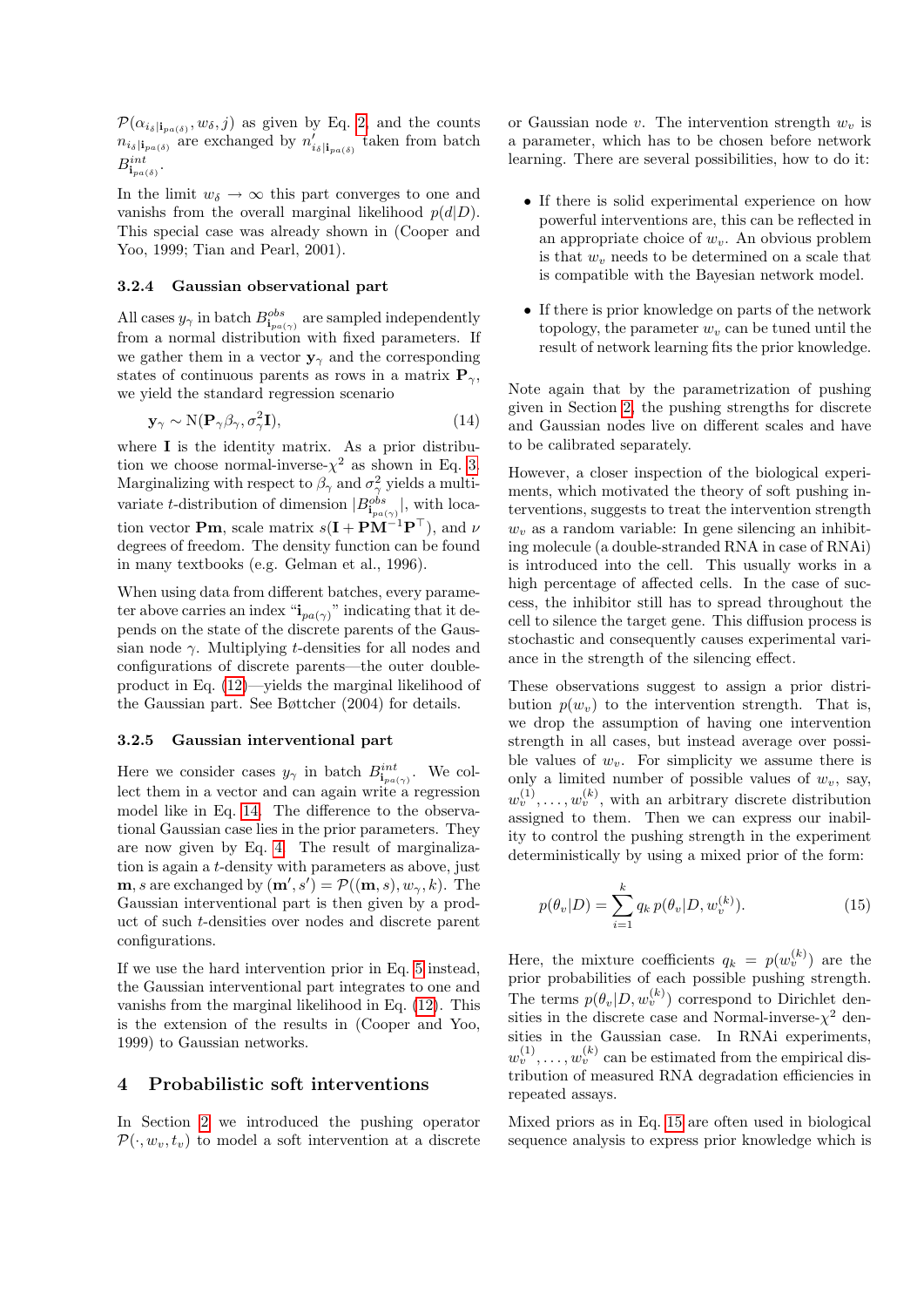$\mathcal{P}(\alpha_{i_\delta|\mathbf{i}_{pa(\delta)}}, w_\delta, j)$ as given by Eq. 2, and the counts $n_{i_\delta|\mathbf{i}_{pa(\delta)}}$ are exchanged by $n'_{i_\delta|\mathbf{i}_{pa(\delta)}}$ taken from batch $B^{int}_{\mathbf{i}_{pa(\delta)}}$.

In the limit $w_\delta \to \infty$ this part converges to one and vanishs from the overall marginal likelihood $p(d|D)$. This special case was already shown in (Cooper and Yoo, 1999; Tian and Pearl, 2001).

### 3.2.4 Gaussian observational part

All cases $y_\gamma$ in batch $B^{obs}_{\mathbf{i}_{pa(\gamma)}}$ are sampled independently from a normal distribution with fixed parameters. If we gather them in a vector $\mathbf{y}_\gamma$ and the corresponding states of continuous parents as rows in a matrix $\mathbf{P}_\gamma$, we yield the standard regression scenario

$$\mathbf{y}_\gamma \sim \mathrm{N}(\mathbf{P}_\gamma \beta_\gamma, \sigma^2_\gamma \mathbf{I}), \tag{14}$$

where $\mathbf{I}$ is the identity matrix. As a prior distribution we choose normal-inverse-$\chi^2$ as shown in Eq. 3. Marginalizing with respect to $\beta_\gamma$ and $\sigma^2_\gamma$ yields a multivariate $t$-distribution of dimension $|B^{obs}_{\mathbf{i}_{pa(\gamma)}}|$, with location vector $\mathbf{Pm}$, scale matrix $s(\mathbf{I} + \mathbf{P}\mathbf{M}^{-1}\mathbf{P}^\top)$, and $\nu$ degrees of freedom. The density function can be found in many textbooks (e.g. Gelman et al., 1996).

When using data from different batches, every parameter above carries an index "$\mathbf{i}_{pa(\gamma)}$" indicating that it depends on the state of the discrete parents of the Gaussian node $\gamma$. Multiplying $t$-densities for all nodes and configurations of discrete parents—the outer double-product in Eq. (12)—yields the marginal likelihood of the Gaussian part. See Bøttcher (2004) for details.

### 3.2.5 Gaussian interventional part

Here we consider cases $y_\gamma$ in batch $B^{int}_{\mathbf{i}_{pa(\gamma)}}$. We collect them in a vector and can again write a regression model like in Eq. 14. The difference to the observational Gaussian case lies in the prior parameters. They are now given by Eq. 4. The result of marginalization is again a $t$-density with parameters as above, just $\mathbf{m}, s$ are exchanged by $(\mathbf{m}', s') = \mathcal{P}((\mathbf{m}, s), w_\gamma, k)$. The Gaussian interventional part is then given by a product of such $t$-densities over nodes and discrete parent configurations.

If we use the hard intervention prior in Eq. 5 instead, the Gaussian interventional part integrates to one and vanishs from the marginal likelihood in Eq. (12). This is the extension of the results in (Cooper and Yoo, 1999) to Gaussian networks.

## 4 Probabilistic soft interventions

In Section 2 we introduced the pushing operator $\mathcal{P}(\cdot, w_v, t_v)$ to model a soft intervention at a discrete or Gaussian node $v$. The intervention strength $w_v$ is a parameter, which has to be chosen before network learning. There are several possibilities, how to do it:

- If there is solid experimental experience on how powerful interventions are, this can be reflected in an appropriate choice of $w_v$. An obvious problem is that $w_v$ needs to be determined on a scale that is compatible with the Bayesian network model.
- If there is prior knowledge on parts of the network topology, the parameter $w_v$ can be tuned until the result of network learning fits the prior knowledge.

Note again that by the parametrization of pushing given in Section 2, the pushing strengths for discrete and Gaussian nodes live on different scales and have to be calibrated separately.

However, a closer inspection of the biological experiments, which motivated the theory of soft pushing interventions, suggests to treat the intervention strength $w_v$ as a random variable: In gene silencing an inhibiting molecule (a double-stranded RNA in case of RNAi) is introduced into the cell. This usually works in a high percentage of affected cells. In the case of success, the inhibitor still has to spread throughout the cell to silence the target gene. This diffusion process is stochastic and consequently causes experimental variance in the strength of the silencing effect.

These observations suggest to assign a prior distribution $p(w_v)$ to the intervention strength. That is, we drop the assumption of having one intervention strength in all cases, but instead average over possible values of $w_v$. For simplicity we assume there is only a limited number of possible values of $w_v$, say, $w_v^{(1)}, \ldots, w_v^{(k)}$, with an arbitrary discrete distribution assigned to them. Then we can express our inability to control the pushing strength in the experiment deterministically by using a mixed prior of the form:

$$p(\theta_v|D) = \sum_{i=1}^{k} q_k \, p(\theta_v|D, w_v^{(k)}). \tag{15}$$

Here, the mixture coefficients $q_k = p(w_v^{(k)})$ are the prior probabilities of each possible pushing strength. The terms $p(\theta_v|D, w_v^{(k)})$ correspond to Dirichlet densities in the discrete case and Normal-inverse-$\chi^2$ densities in the Gaussian case. In RNAi experiments, $w_v^{(1)}, \ldots, w_v^{(k)}$ can be estimated from the empirical distribution of measured RNA degradation efficiencies in repeated assays.

Mixed priors as in Eq. 15 are often used in biological sequence analysis to express prior knowledge which is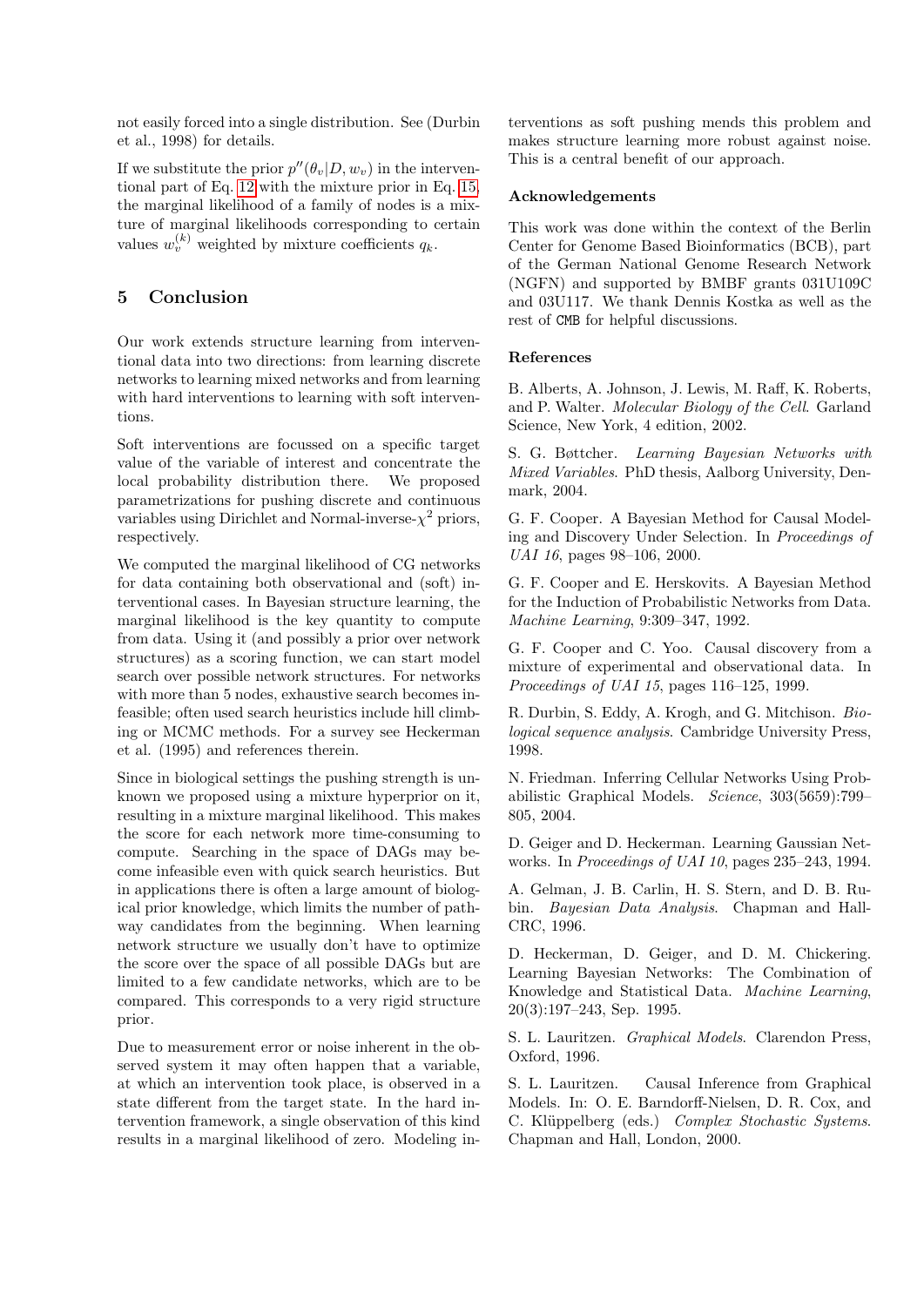not easily forced into a single distribution. See (Durbin et al., 1998) for details.

If we substitute the prior $p''(\theta_v|D, w_v)$ in the interventional part of Eq. 12 with the mixture prior in Eq. 15, the marginal likelihood of a family of nodes is a mixture of marginal likelihoods corresponding to certain values $w_v^{(k)}$ weighted by mixture coefficients $q_k$.

## 5 Conclusion

Our work extends structure learning from interventional data into two directions: from learning discrete networks to learning mixed networks and from learning with hard interventions to learning with soft interventions.

Soft interventions are focussed on a specific target value of the variable of interest and concentrate the local probability distribution there. We proposed parametrizations for pushing discrete and continuous variables using Dirichlet and Normal-inverse-$\chi^2$ priors, respectively.

We computed the marginal likelihood of CG networks for data containing both observational and (soft) interventional cases. In Bayesian structure learning, the marginal likelihood is the key quantity to compute from data. Using it (and possibly a prior over network structures) as a scoring function, we can start model search over possible network structures. For networks with more than 5 nodes, exhaustive search becomes infeasible; often used search heuristics include hill climbing or MCMC methods. For a survey see Heckerman et al. (1995) and references therein.

Since in biological settings the pushing strength is unknown we proposed using a mixture hyperprior on it, resulting in a mixture marginal likelihood. This makes the score for each network more time-consuming to compute. Searching in the space of DAGs may become infeasible even with quick search heuristics. But in applications there is often a large amount of biological prior knowledge, which limits the number of pathway candidates from the beginning. When learning network structure we usually don't have to optimize the score over the space of all possible DAGs but are limited to a few candidate networks, which are to be compared. This corresponds to a very rigid structure prior.

Due to measurement error or noise inherent in the observed system it may often happen that a variable, at which an intervention took place, is observed in a state different from the target state. In the hard intervention framework, a single observation of this kind results in a marginal likelihood of zero. Modeling interventions as soft pushing mends this problem and makes structure learning more robust against noise. This is a central benefit of our approach.

### Acknowledgements

This work was done within the context of the Berlin Center for Genome Based Bioinformatics (BCB), part of the German National Genome Research Network (NGFN) and supported by BMBF grants 031U109C and 03U117. We thank Dennis Kostka as well as the rest of CMB for helpful discussions.

### References

B. Alberts, A. Johnson, J. Lewis, M. Raff, K. Roberts, and P. Walter. *Molecular Biology of the Cell*. Garland Science, New York, 4 edition, 2002.

S. G. Bøttcher. *Learning Bayesian Networks with Mixed Variables*. PhD thesis, Aalborg University, Denmark, 2004.

G. F. Cooper. A Bayesian Method for Causal Modeling and Discovery Under Selection. In *Proceedings of UAI 16*, pages 98–106, 2000.

G. F. Cooper and E. Herskovits. A Bayesian Method for the Induction of Probabilistic Networks from Data. *Machine Learning*, 9:309–347, 1992.

G. F. Cooper and C. Yoo. Causal discovery from a mixture of experimental and observational data. In *Proceedings of UAI 15*, pages 116–125, 1999.

R. Durbin, S. Eddy, A. Krogh, and G. Mitchison. *Biological sequence analysis*. Cambridge University Press, 1998.

N. Friedman. Inferring Cellular Networks Using Probabilistic Graphical Models. *Science*, 303(5659):799–805, 2004.

D. Geiger and D. Heckerman. Learning Gaussian Networks. In *Proceedings of UAI 10*, pages 235–243, 1994.

A. Gelman, J. B. Carlin, H. S. Stern, and D. B. Rubin. *Bayesian Data Analysis*. Chapman and Hall-CRC, 1996.

D. Heckerman, D. Geiger, and D. M. Chickering. Learning Bayesian Networks: The Combination of Knowledge and Statistical Data. *Machine Learning*, 20(3):197–243, Sep. 1995.

S. L. Lauritzen. *Graphical Models*. Clarendon Press, Oxford, 1996.

S. L. Lauritzen. Causal Inference from Graphical Models. In: O. E. Barndorff-Nielsen, D. R. Cox, and C. Klüppelberg (eds.) *Complex Stochastic Systems*. Chapman and Hall, London, 2000.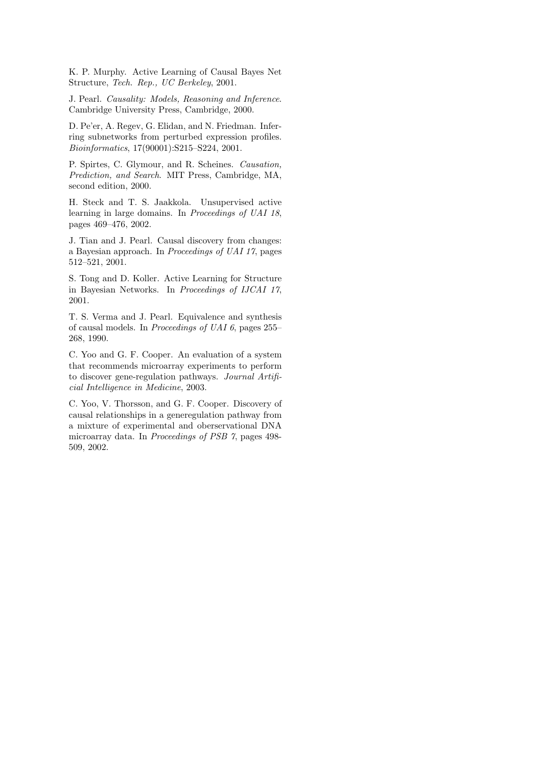K. P. Murphy. Active Learning of Causal Bayes Net Structure, *Tech. Rep., UC Berkeley*, 2001.

J. Pearl. *Causality: Models, Reasoning and Inference*. Cambridge University Press, Cambridge, 2000.

D. Pe'er, A. Regev, G. Elidan, and N. Friedman. Inferring subnetworks from perturbed expression profiles. *Bioinformatics*, 17(90001):S215–S224, 2001.

P. Spirtes, C. Glymour, and R. Scheines. *Causation, Prediction, and Search*. MIT Press, Cambridge, MA, second edition, 2000.

H. Steck and T. S. Jaakkola. Unsupervised active learning in large domains. In *Proceedings of UAI 18*, pages 469–476, 2002.

J. Tian and J. Pearl. Causal discovery from changes: a Bayesian approach. In *Proceedings of UAI 17*, pages 512–521, 2001.

S. Tong and D. Koller. Active Learning for Structure in Bayesian Networks. In *Proceedings of IJCAI 17*, 2001.

T. S. Verma and J. Pearl. Equivalence and synthesis of causal models. In *Proceedings of UAI 6*, pages 255–268, 1990.

C. Yoo and G. F. Cooper. An evaluation of a system that recommends microarray experiments to perform to discover gene-regulation pathways. *Journal Artificial Intelligence in Medicine*, 2003.

C. Yoo, V. Thorsson, and G. F. Cooper. Discovery of causal relationships in a generegulation pathway from a mixture of experimental and oberservational DNA microarray data. In *Proceedings of PSB 7*, pages 498-509, 2002.